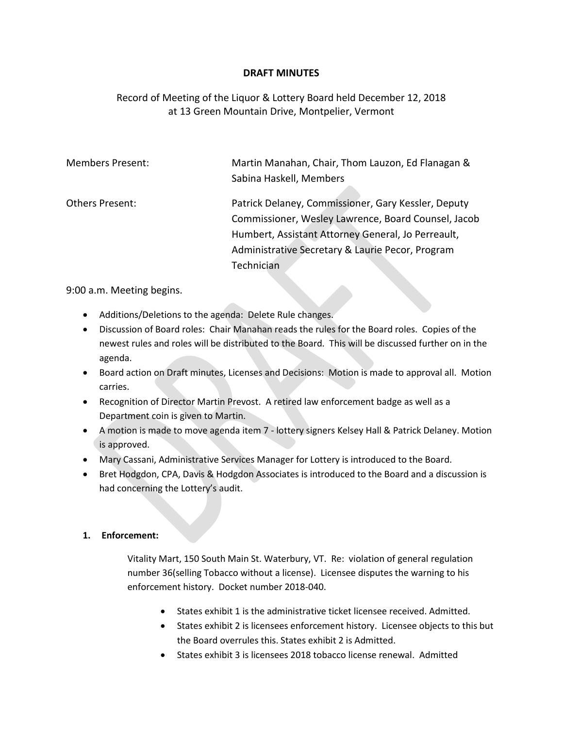**DRAFT MINUTES**

Record of Meeting of the Liquor & Lottery Board held December 12, 2018 at 13 Green Mountain Drive, Montpelier, Vermont

| | |
|---|---|
| Members Present: | Martin Manahan, Chair, Thom Lauzon, Ed Flanagan & Sabina Haskell, Members |
| Others Present: | Patrick Delaney, Commissioner, Gary Kessler, Deputy Commissioner, Wesley Lawrence, Board Counsel, Jacob Humbert, Assistant Attorney General, Jo Perreault, Administrative Secretary & Laurie Pecor, Program Technician |

9:00 a.m. Meeting begins.

- Additions/Deletions to the agenda: Delete Rule changes.
- Discussion of Board roles: Chair Manahan reads the rules for the Board roles. Copies of the newest rules and roles will be distributed to the Board. This will be discussed further on in the agenda.
- Board action on Draft minutes, Licenses and Decisions: Motion is made to approval all. Motion carries.
- Recognition of Director Martin Prevost. A retired law enforcement badge as well as a Department coin is given to Martin.
- A motion is made to move agenda item 7 - lottery signers Kelsey Hall & Patrick Delaney. Motion is approved.
- Mary Cassani, Administrative Services Manager for Lottery is introduced to the Board.
- Bret Hodgdon, CPA, Davis & Hodgdon Associates is introduced to the Board and a discussion is had concerning the Lottery's audit.

**1. Enforcement:**

Vitality Mart, 150 South Main St. Waterbury, VT. Re: violation of general regulation number 36(selling Tobacco without a license). Licensee disputes the warning to his enforcement history. Docket number 2018-040.

- States exhibit 1 is the administrative ticket licensee received. Admitted.
- States exhibit 2 is licensees enforcement history. Licensee objects to this but the Board overrules this. States exhibit 2 is Admitted.
- States exhibit 3 is licensees 2018 tobacco license renewal. Admitted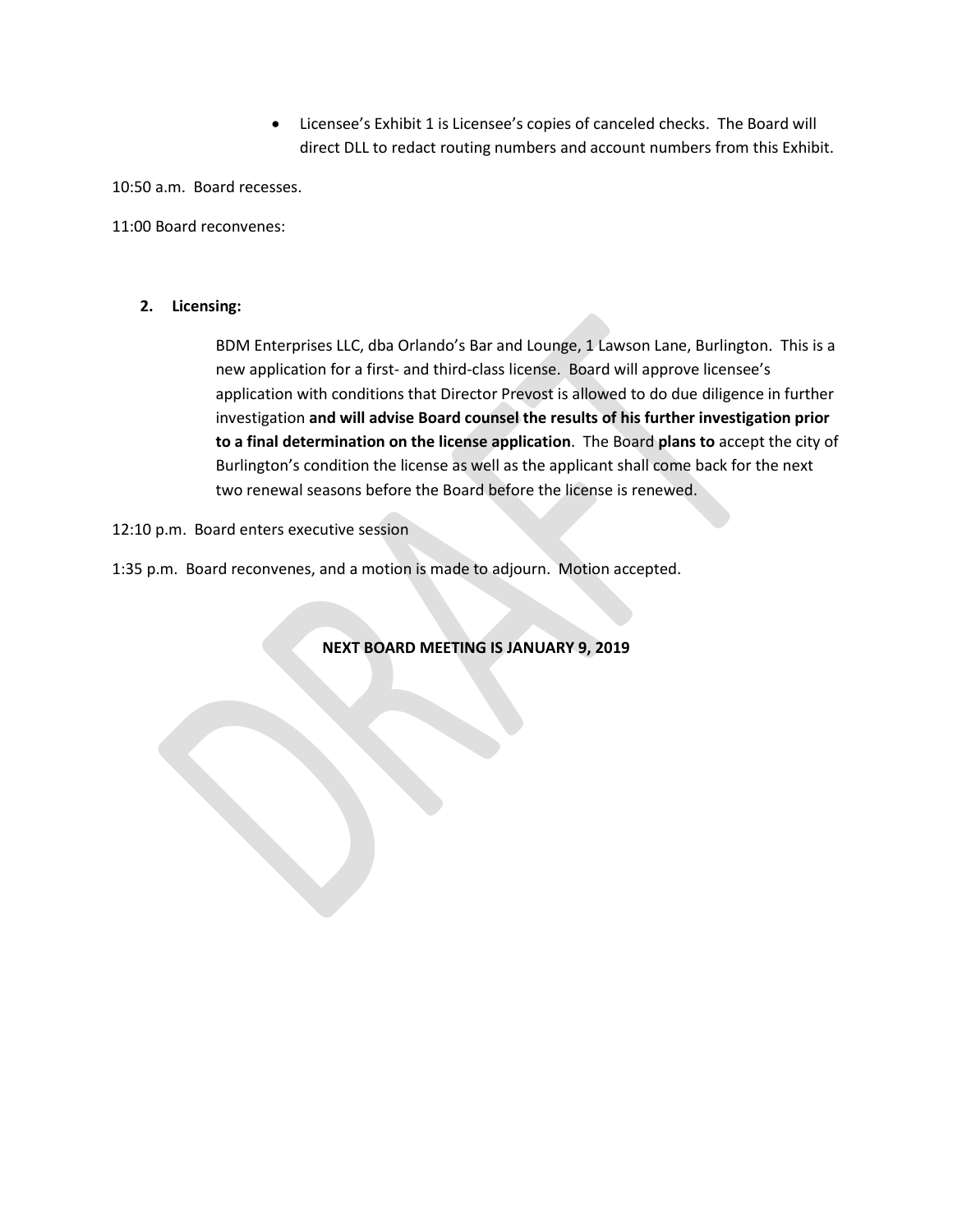- Licensee's Exhibit 1 is Licensee's copies of canceled checks. The Board will direct DLL to redact routing numbers and account numbers from this Exhibit.

10:50 a.m. Board recesses.

11:00 Board reconvenes:

**2. Licensing:**

BDM Enterprises LLC, dba Orlando's Bar and Lounge, 1 Lawson Lane, Burlington. This is a new application for a first- and third-class license. Board will approve licensee's application with conditions that Director Prevost is allowed to do due diligence in further investigation **and will advise Board counsel the results of his further investigation prior to a final determination on the license application**. The Board **plans to** accept the city of Burlington's condition the license as well as the applicant shall come back for the next two renewal seasons before the Board before the license is renewed.

12:10 p.m. Board enters executive session

1:35 p.m. Board reconvenes, and a motion is made to adjourn. Motion accepted.

**NEXT BOARD MEETING IS JANUARY 9, 2019**